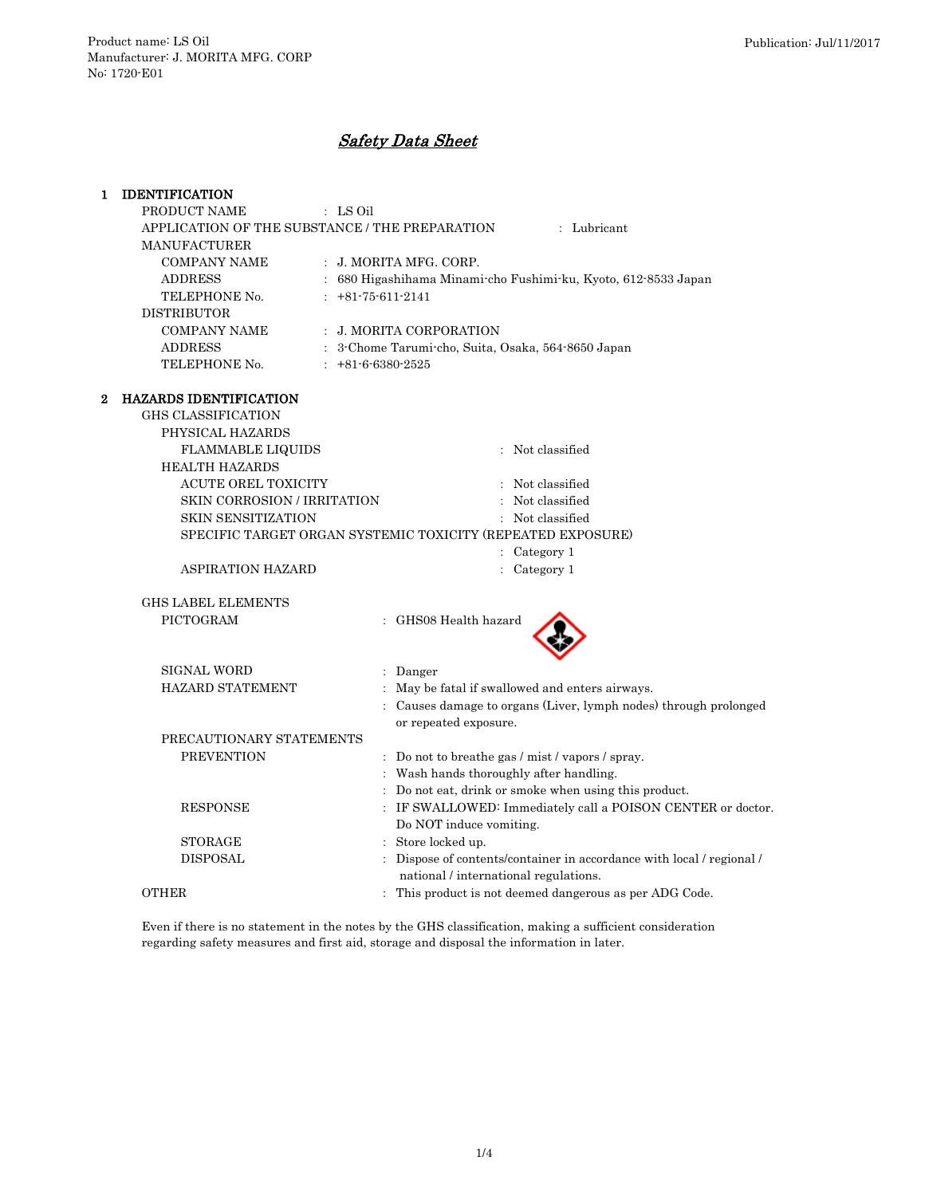Product name: LS Oil
Manufacturer: J. MORITA MFG. CORP
No: 1720-E01

Publication: Jul/11/2017

# *Safety Data Sheet*

## 1 IDENTIFICATION

PRODUCT NAME : LS Oil

APPLICATION OF THE SUBSTANCE / THE PREPARATION : Lubricant

MANUFACTURER

- COMPANY NAME : J. MORITA MFG. CORP.
- ADDRESS : 680 Higashihama Minami-cho Fushimi-ku, Kyoto, 612-8533 Japan
- TELEPHONE No. : +81-75-611-2141

DISTRIBUTOR

- COMPANY NAME : J. MORITA CORPORATION
- ADDRESS : 3-Chome Tarumi-cho, Suita, Osaka, 564-8650 Japan
- TELEPHONE No. : +81-6-6380-2525

## 2 HAZARDS IDENTIFICATION

GHS CLASSIFICATION

PHYSICAL HAZARDS

- FLAMMABLE LIQUIDS : Not classified

HEALTH HAZARDS

- ACUTE OREL TOXICITY : Not classified
- SKIN CORROSION / IRRITATION : Not classified
- SKIN SENSITIZATION : Not classified
- SPECIFIC TARGET ORGAN SYSTEMIC TOXICITY (REPEATED EXPOSURE) : Category 1
- ASPIRATION HAZARD : Category 1

GHS LABEL ELEMENTS

PICTOGRAM : GHS08 Health hazard

SIGNAL WORD : Danger

HAZARD STATEMENT : May be fatal if swallowed and enters airways.
: Causes damage to organs (Liver, lymph nodes) through prolonged or repeated exposure.

PRECAUTIONARY STATEMENTS

- PREVENTION : Do not to breathe gas / mist / vapors / spray.
  : Wash hands thoroughly after handling.
  : Do not eat, drink or smoke when using this product.
- RESPONSE : IF SWALLOWED: Immediately call a POISON CENTER or doctor. Do NOT induce vomiting.
- STORAGE : Store locked up.
- DISPOSAL : Dispose of contents/container in accordance with local / regional / national / international regulations.

OTHER : This product is not deemed dangerous as per ADG Code.

Even if there is no statement in the notes by the GHS classification, making a sufficient consideration regarding safety measures and first aid, storage and disposal the information in later.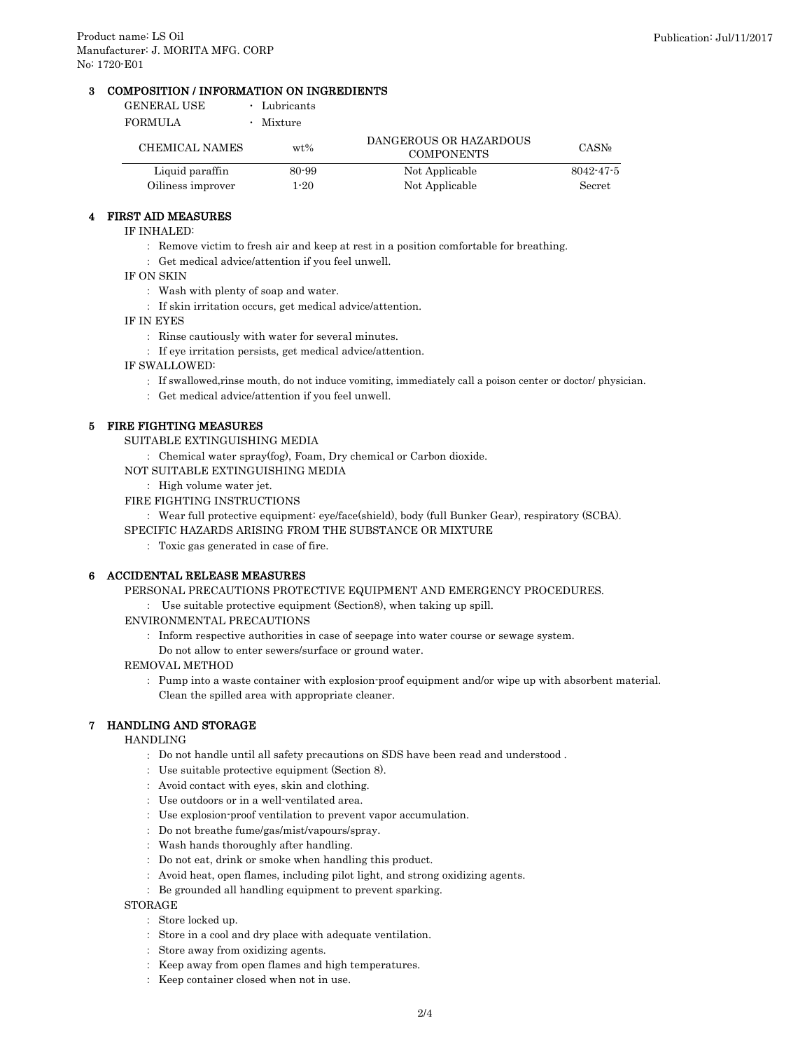## 3 COMPOSITION / INFORMATION ON INGREDIENTS

GENERAL USE ・ Lubricants

FORMULA ・ Mixture

| CHEMICAL NAMES | wt% | DANGEROUS OR HAZARDOUS COMPONENTS | CAS№ |
|---|---|---|---|
| Liquid paraffin | 80-99 | Not Applicable | 8042-47-5 |
| Oiliness improver | 1-20 | Not Applicable | Secret |

## 4 FIRST AID MEASURES

IF INHALED:

: Remove victim to fresh air and keep at rest in a position comfortable for breathing.

: Get medical advice/attention if you feel unwell.

IF ON SKIN

: Wash with plenty of soap and water.

: If skin irritation occurs, get medical advice/attention.

IF IN EYES

: Rinse cautiously with water for several minutes.

: If eye irritation persists, get medical advice/attention.

IF SWALLOWED:

: If swallowed,rinse mouth, do not induce vomiting, immediately call a poison center or doctor/ physician.

: Get medical advice/attention if you feel unwell.

## 5 FIRE FIGHTING MEASURES

SUITABLE EXTINGUISHING MEDIA

: Chemical water spray(fog), Foam, Dry chemical or Carbon dioxide.

NOT SUITABLE EXTINGUISHING MEDIA

: High volume water jet.

FIRE FIGHTING INSTRUCTIONS

: Wear full protective equipment: eye/face(shield), body (full Bunker Gear), respiratory (SCBA).

SPECIFIC HAZARDS ARISING FROM THE SUBSTANCE OR MIXTURE

: Toxic gas generated in case of fire.

## 6 ACCIDENTAL RELEASE MEASURES

PERSONAL PRECAUTIONS PROTECTIVE EQUIPMENT AND EMERGENCY PROCEDURES.

: Use suitable protective equipment (Section8), when taking up spill.

ENVIRONMENTAL PRECAUTIONS

: Inform respective authorities in case of seepage into water course or sewage system.
Do not allow to enter sewers/surface or ground water.

REMOVAL METHOD

: Pump into a waste container with explosion-proof equipment and/or wipe up with absorbent material.
Clean the spilled area with appropriate cleaner.

## 7 HANDLING AND STORAGE

HANDLING

: Do not handle until all safety precautions on SDS have been read and understood .

: Use suitable protective equipment (Section 8).

: Avoid contact with eyes, skin and clothing.

: Use outdoors or in a well-ventilated area.

: Use explosion-proof ventilation to prevent vapor accumulation.

: Do not breathe fume/gas/mist/vapours/spray.

: Wash hands thoroughly after handling.

: Do not eat, drink or smoke when handling this product.

: Avoid heat, open flames, including pilot light, and strong oxidizing agents.

: Be grounded all handling equipment to prevent sparking.

STORAGE

: Store locked up.

: Store in a cool and dry place with adequate ventilation.

: Store away from oxidizing agents.

: Keep away from open flames and high temperatures.

: Keep container closed when not in use.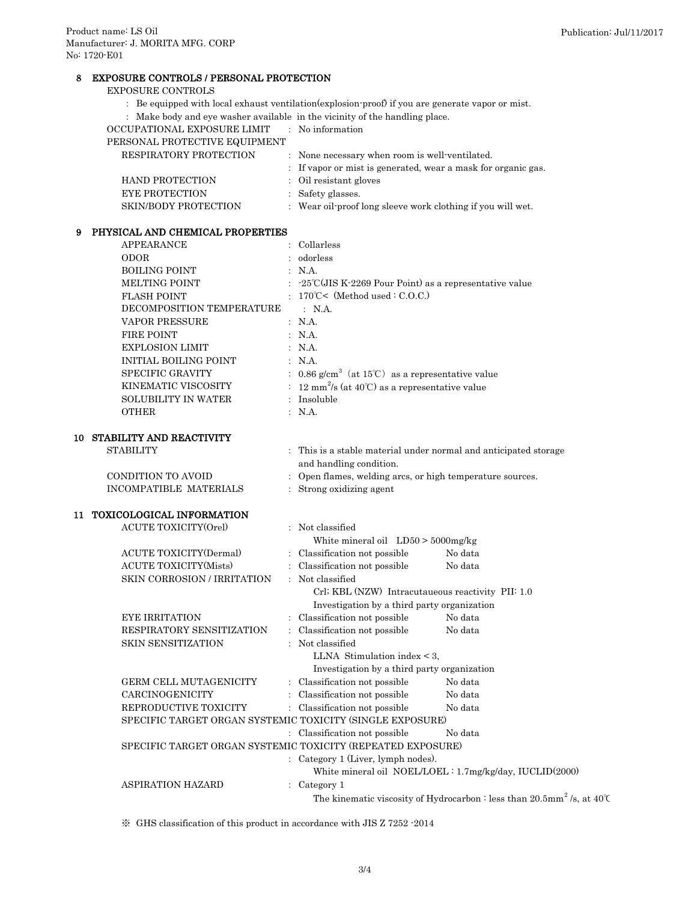## 8 EXPOSURE CONTROLS / PERSONAL PROTECTION

EXPOSURE CONTROLS

: Be equipped with local exhaust ventilation(explosion-proof) if you are generate vapor or mist.

: Make body and eye washer available in the vicinity of the handling place.

| | |
|---|---|
| OCCUPATIONAL EXPOSURE LIMIT | : No information |
| PERSONAL PROTECTIVE EQUIPMENT | |
| RESPIRATORY PROTECTION | : None necessary when room is well-ventilated. |
| | : If vapor or mist is generated, wear a mask for organic gas. |
| HAND PROTECTION | : Oil resistant gloves |
| EYE PROTECTION | : Safety glasses. |
| SKIN/BODY PROTECTION | : Wear oil-proof long sleeve work clothing if you will wet. |

## 9 PHYSICAL AND CHEMICAL PROPERTIES

| | |
|---|---|
| APPEARANCE | : Collarless |
| ODOR | : odorless |
| BOILING POINT | : N.A. |
| MELTING POINT | : -25℃(JIS K-2269 Pour Point) as a representative value |
| FLASH POINT | : 170℃< (Method used : C.O.C.) |
| DECOMPOSITION TEMPERATURE | : N.A. |
| VAPOR PRESSURE | : N.A. |
| FIRE POINT | : N.A. |
| EXPLOSION LIMIT | : N.A. |
| INITIAL BOILING POINT | : N.A. |
| SPECIFIC GRAVITY | : 0.86 g/cm$^3$ (at 15℃) as a representative value |
| KINEMATIC VISCOSITY | : 12 mm$^2$/s (at 40℃) as a representative value |
| SOLUBILITY IN WATER | : Insoluble |
| OTHER | : N.A. |

## 10 STABILITY AND REACTIVITY

| | |
|---|---|
| STABILITY | : This is a stable material under normal and anticipated storage and handling condition. |
| CONDITION TO AVOID | : Open flames, welding arcs, or high temperature sources. |
| INCOMPATIBLE MATERIALS | : Strong oxidizing agent |

## 11 TOXICOLOGICAL INFORMATION

| | | |
|---|---|---|
| ACUTE TOXICITY(Orel) | : Not classified | |
| | White mineral oil LD50 > 5000mg/kg | |
| ACUTE TOXICITY(Dermal) | : Classification not possible | No data |
| ACUTE TOXICITY(Mists) | : Classification not possible | No data |
| SKIN CORROSION / IRRITATION | : Not classified | |
| | Crl: KBL (NZW) Intracutaueous reactivity PII: 1.0 | |
| | Investigation by a third party organization | |
| EYE IRRITATION | : Classification not possible | No data |
| RESPIRATORY SENSITIZATION | : Classification not possible | No data |
| SKIN SENSITIZATION | : Not classified | |
| | LLNA Stimulation index < 3, | |
| | Investigation by a third party organization | |
| GERM CELL MUTAGENICITY | : Classification not possible | No data |
| CARCINOGENICITY | : Classification not possible | No data |
| REPRODUCTIVE TOXICITY | : Classification not possible | No data |
| SPECIFIC TARGET ORGAN SYSTEMIC TOXICITY (SINGLE EXPOSURE) | | |
| | : Classification not possible | No data |
| SPECIFIC TARGET ORGAN SYSTEMIC TOXICITY (REPEATED EXPOSURE) | | |
| | : Category 1 (Liver, lymph nodes). | |
| | White mineral oil NOEL/LOEL : 1.7mg/kg/day, IUCLID(2000) | |
| ASPIRATION HAZARD | : Category 1 | |
| | The kinematic viscosity of Hydrocarbon : less than 20.5mm$^2$ /s, at 40℃ | |

※ GHS classification of this product in accordance with JIS Z 7252 -2014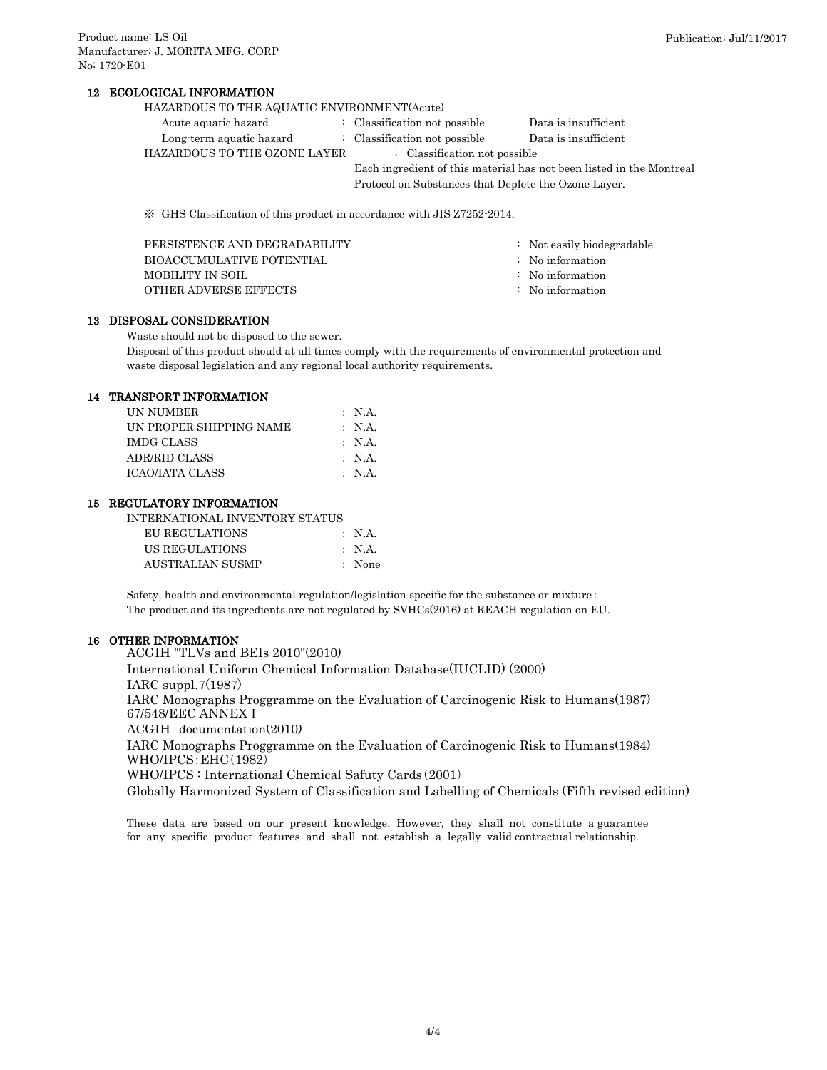## 12 ECOLOGICAL INFORMATION

HAZARDOUS TO THE AQUATIC ENVIRONMENT(Acute)

| | | |
|---|---|---|
| Acute aquatic hazard | : Classification not possible | Data is insufficient |
| Long-term aquatic hazard | : Classification not possible | Data is insufficient |

HAZARDOUS TO THE OZONE LAYER : Classification not possible

Each ingredient of this material has not been listed in the Montreal Protocol on Substances that Deplete the Ozone Layer.

※ GHS Classification of this product in accordance with JIS Z7252-2014.

| | |
|---|---|
| PERSISTENCE AND DEGRADABILITY | : Not easily biodegradable |
| BIOACCUMULATIVE POTENTIAL | : No information |
| MOBILITY IN SOIL | : No information |
| OTHER ADVERSE EFFECTS | : No information |

## 13 DISPOSAL CONSIDERATION

Waste should not be disposed to the sewer.
Disposal of this product should at all times comply with the requirements of environmental protection and waste disposal legislation and any regional local authority requirements.

## 14 TRANSPORT INFORMATION

| | |
|---|---|
| UN NUMBER | : N.A. |
| UN PROPER SHIPPING NAME | : N.A. |
| IMDG CLASS | : N.A. |
| ADR/RID CLASS | : N.A. |
| ICAO/IATA CLASS | : N.A. |

## 15 REGULATORY INFORMATION

INTERNATIONAL INVENTORY STATUS

| | |
|---|---|
| EU REGULATIONS | : N.A. |
| US REGULATIONS | : N.A. |
| AUSTRALIAN SUSMP | : None |

Safety, health and environmental regulation/legislation specific for the substance or mixture :
The product and its ingredients are not regulated by SVHCs(2016) at REACH regulation on EU.

## 16 OTHER INFORMATION

ACGIH "TLVs and BEIs 2010"(2010)
International Uniform Chemical Information Database(IUCLID) (2000)
IARC suppl.7(1987)
IARC Monographs Proggramme on the Evaluation of Carcinogenic Risk to Humans(1987)
67/548/EEC ANNEX I
ACGIH documentation(2010)
IARC Monographs Proggramme on the Evaluation of Carcinogenic Risk to Humans(1984)
WHO/IPCS : EHC (1982)
WHO/IPCS : International Chemical Safuty Cards (2001)
Globally Harmonized System of Classification and Labelling of Chemicals (Fifth revised edition)

These data are based on our present knowledge. However, they shall not constitute a guarantee for any specific product features and shall not establish a legally valid contractual relationship.